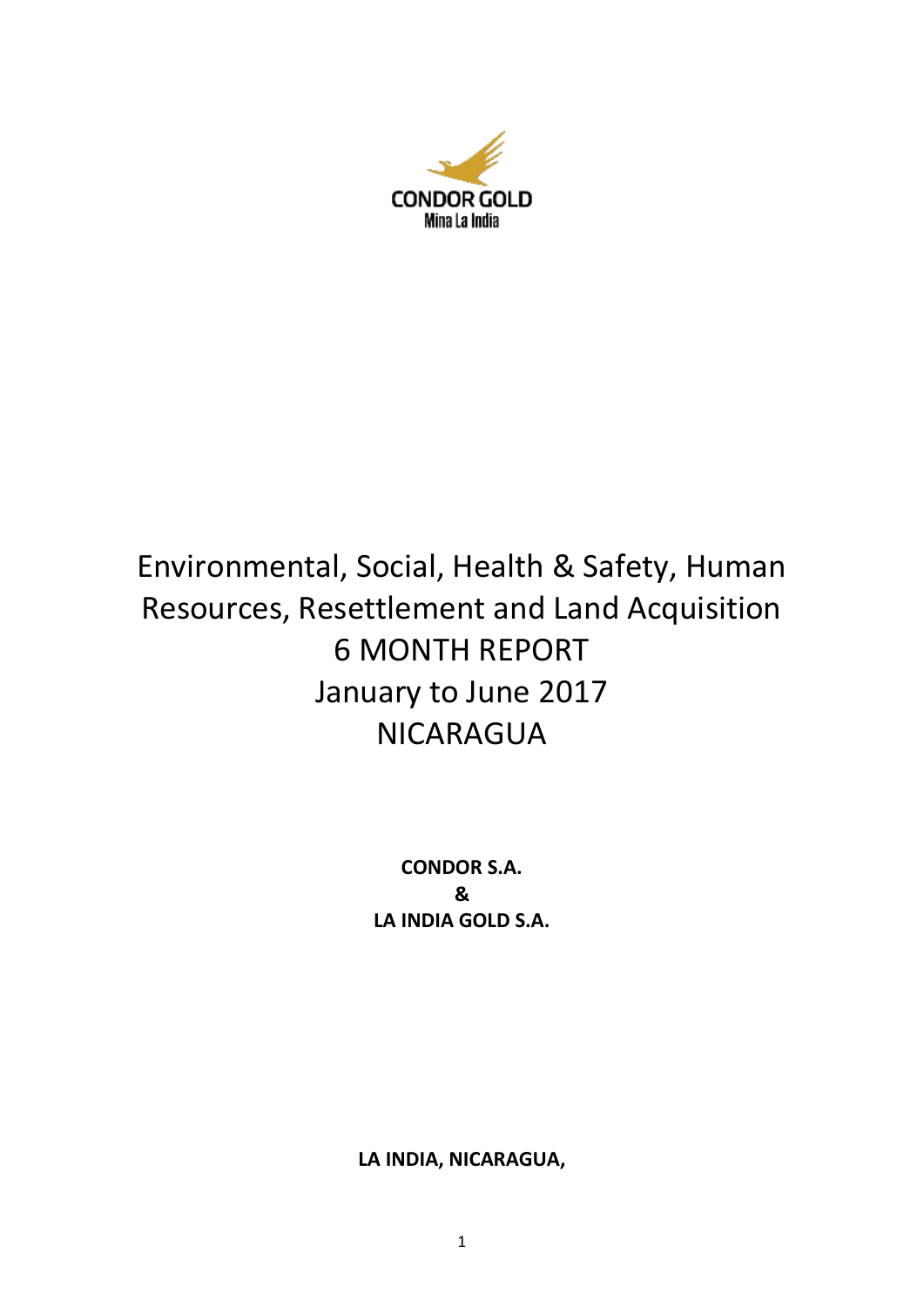CONDOR GOLD
Mina La India

# Environmental, Social, Health & Safety, Human Resources, Resettlement and Land Acquisition 6 MONTH REPORT January to June 2017 NICARAGUA

**CONDOR S.A.**
**&**
**LA INDIA GOLD S.A.**

**LA INDIA, NICARAGUA,**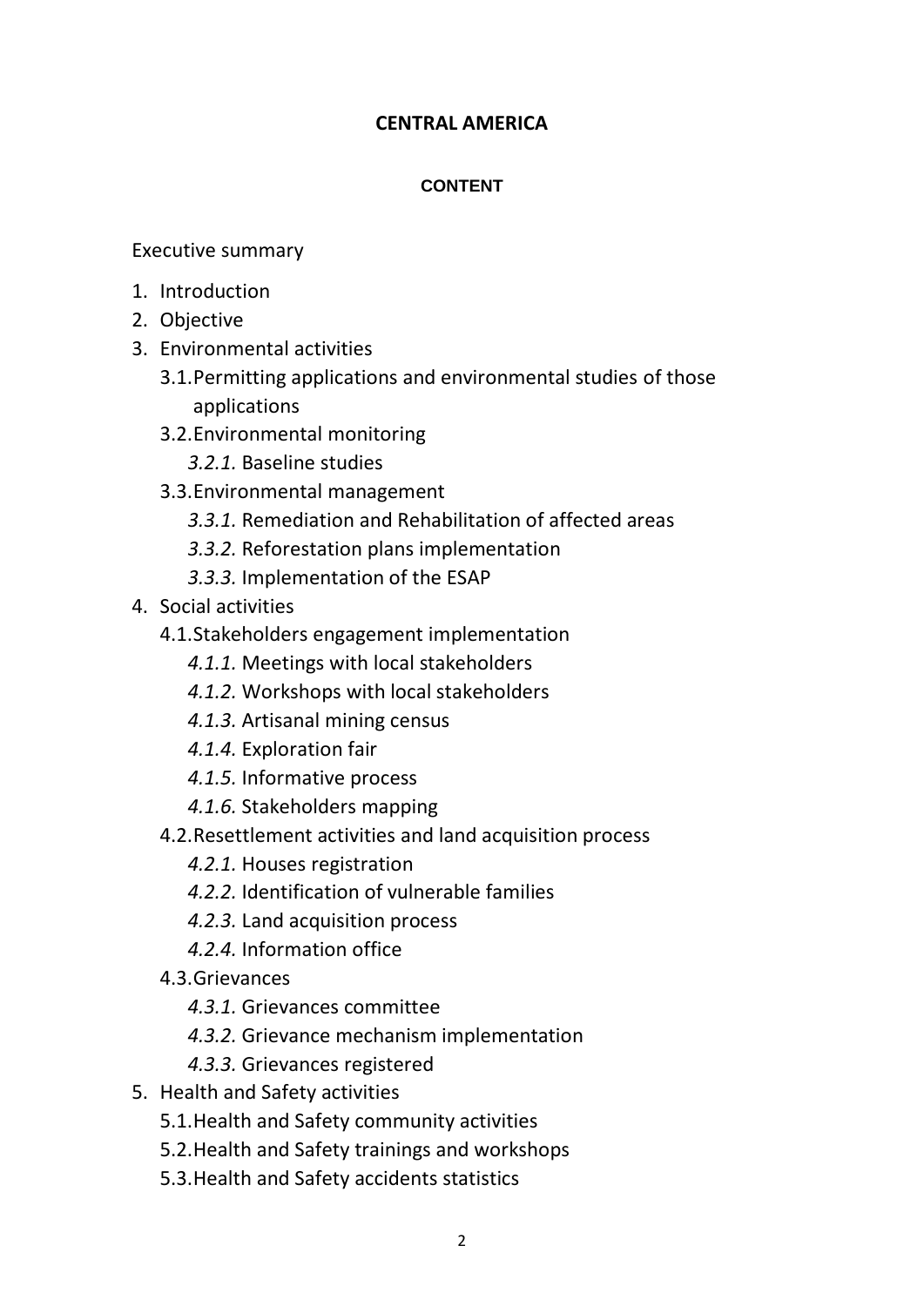**CENTRAL AMERICA**

**CONTENT**

Executive summary

1. Introduction
2. Objective
3. Environmental activities
   - 3.1. Permitting applications and environmental studies of those applications
   - 3.2. Environmental monitoring
     - *3.2.1.* Baseline studies
   - 3.3. Environmental management
     - *3.3.1.* Remediation and Rehabilitation of affected areas
     - *3.3.2.* Reforestation plans implementation
     - *3.3.3.* Implementation of the ESAP
4. Social activities
   - 4.1. Stakeholders engagement implementation
     - *4.1.1.* Meetings with local stakeholders
     - *4.1.2.* Workshops with local stakeholders
     - *4.1.3.* Artisanal mining census
     - *4.1.4.* Exploration fair
     - *4.1.5.* Informative process
     - *4.1.6.* Stakeholders mapping
   - 4.2. Resettlement activities and land acquisition process
     - *4.2.1.* Houses registration
     - *4.2.2.* Identification of vulnerable families
     - *4.2.3.* Land acquisition process
     - *4.2.4.* Information office
   - 4.3. Grievances
     - *4.3.1.* Grievances committee
     - *4.3.2.* Grievance mechanism implementation
     - *4.3.3.* Grievances registered
5. Health and Safety activities
   - 5.1. Health and Safety community activities
   - 5.2. Health and Safety trainings and workshops
   - 5.3. Health and Safety accidents statistics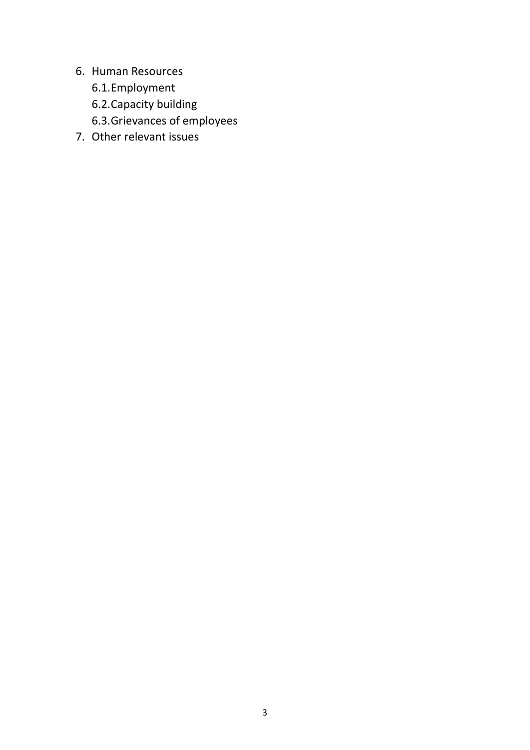6. Human Resources
    6.1. Employment
    6.2. Capacity building
    6.3. Grievances of employees
7. Other relevant issues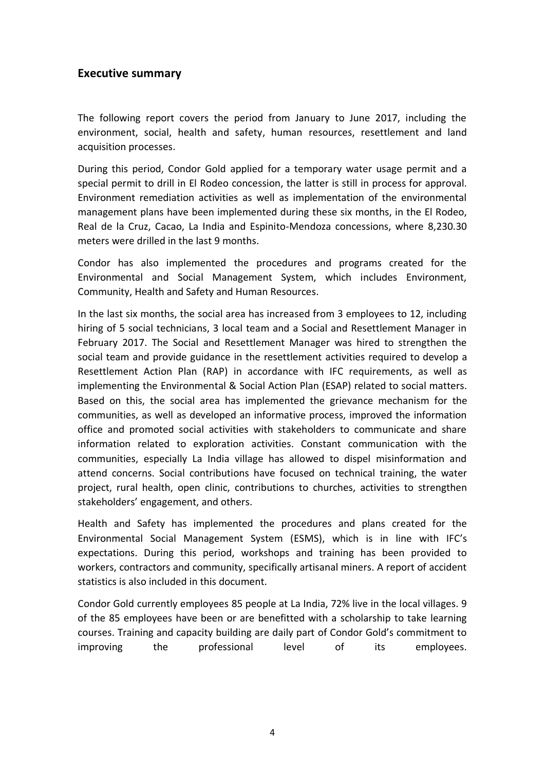## Executive summary

The following report covers the period from January to June 2017, including the environment, social, health and safety, human resources, resettlement and land acquisition processes.

During this period, Condor Gold applied for a temporary water usage permit and a special permit to drill in El Rodeo concession, the latter is still in process for approval. Environment remediation activities as well as implementation of the environmental management plans have been implemented during these six months, in the El Rodeo, Real de la Cruz, Cacao, La India and Espinito-Mendoza concessions, where 8,230.30 meters were drilled in the last 9 months.

Condor has also implemented the procedures and programs created for the Environmental and Social Management System, which includes Environment, Community, Health and Safety and Human Resources.

In the last six months, the social area has increased from 3 employees to 12, including hiring of 5 social technicians, 3 local team and a Social and Resettlement Manager in February 2017. The Social and Resettlement Manager was hired to strengthen the social team and provide guidance in the resettlement activities required to develop a Resettlement Action Plan (RAP) in accordance with IFC requirements, as well as implementing the Environmental & Social Action Plan (ESAP) related to social matters. Based on this, the social area has implemented the grievance mechanism for the communities, as well as developed an informative process, improved the information office and promoted social activities with stakeholders to communicate and share information related to exploration activities. Constant communication with the communities, especially La India village has allowed to dispel misinformation and attend concerns. Social contributions have focused on technical training, the water project, rural health, open clinic, contributions to churches, activities to strengthen stakeholders' engagement, and others.

Health and Safety has implemented the procedures and plans created for the Environmental Social Management System (ESMS), which is in line with IFC's expectations. During this period, workshops and training has been provided to workers, contractors and community, specifically artisanal miners. A report of accident statistics is also included in this document.

Condor Gold currently employees 85 people at La India, 72% live in the local villages. 9 of the 85 employees have been or are benefitted with a scholarship to take learning courses. Training and capacity building are daily part of Condor Gold's commitment to improving the professional level of its employees.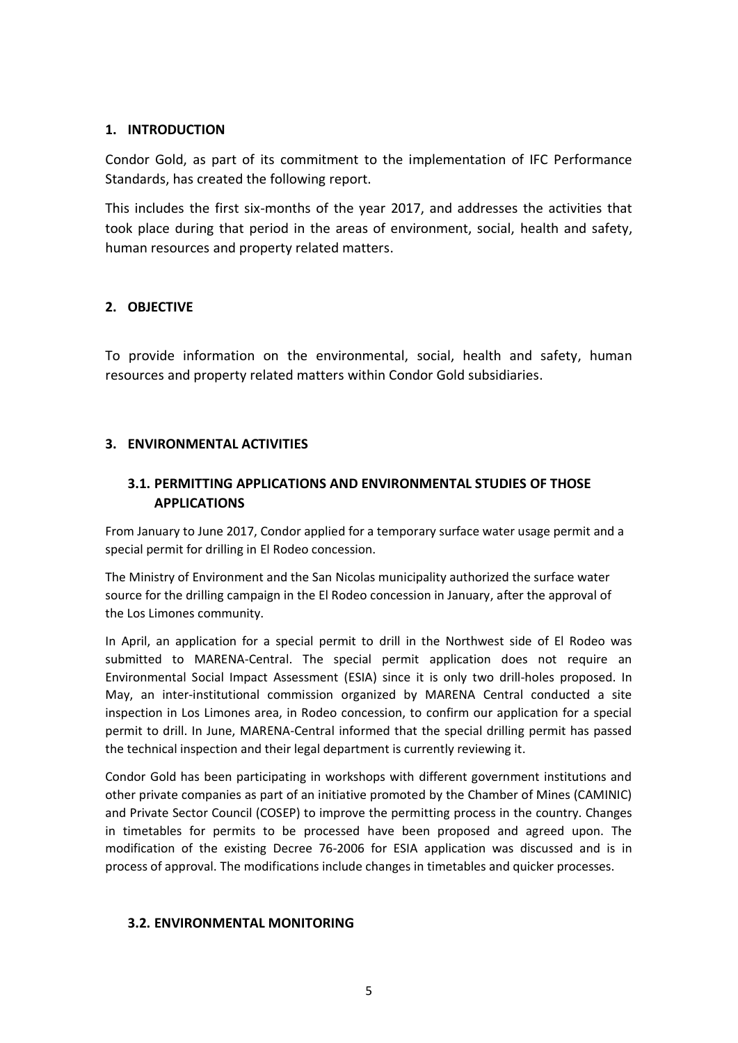## 1. INTRODUCTION

Condor Gold, as part of its commitment to the implementation of IFC Performance Standards, has created the following report.

This includes the first six-months of the year 2017, and addresses the activities that took place during that period in the areas of environment, social, health and safety, human resources and property related matters.

## 2. OBJECTIVE

To provide information on the environmental, social, health and safety, human resources and property related matters within Condor Gold subsidiaries.

## 3. ENVIRONMENTAL ACTIVITIES

### 3.1. PERMITTING APPLICATIONS AND ENVIRONMENTAL STUDIES OF THOSE APPLICATIONS

From January to June 2017, Condor applied for a temporary surface water usage permit and a special permit for drilling in El Rodeo concession.

The Ministry of Environment and the San Nicolas municipality authorized the surface water source for the drilling campaign in the El Rodeo concession in January, after the approval of the Los Limones community.

In April, an application for a special permit to drill in the Northwest side of El Rodeo was submitted to MARENA-Central. The special permit application does not require an Environmental Social Impact Assessment (ESIA) since it is only two drill-holes proposed. In May, an inter-institutional commission organized by MARENA Central conducted a site inspection in Los Limones area, in Rodeo concession, to confirm our application for a special permit to drill. In June, MARENA-Central informed that the special drilling permit has passed the technical inspection and their legal department is currently reviewing it.

Condor Gold has been participating in workshops with different government institutions and other private companies as part of an initiative promoted by the Chamber of Mines (CAMINIC) and Private Sector Council (COSEP) to improve the permitting process in the country. Changes in timetables for permits to be processed have been proposed and agreed upon. The modification of the existing Decree 76-2006 for ESIA application was discussed and is in process of approval. The modifications include changes in timetables and quicker processes.

### 3.2. ENVIRONMENTAL MONITORING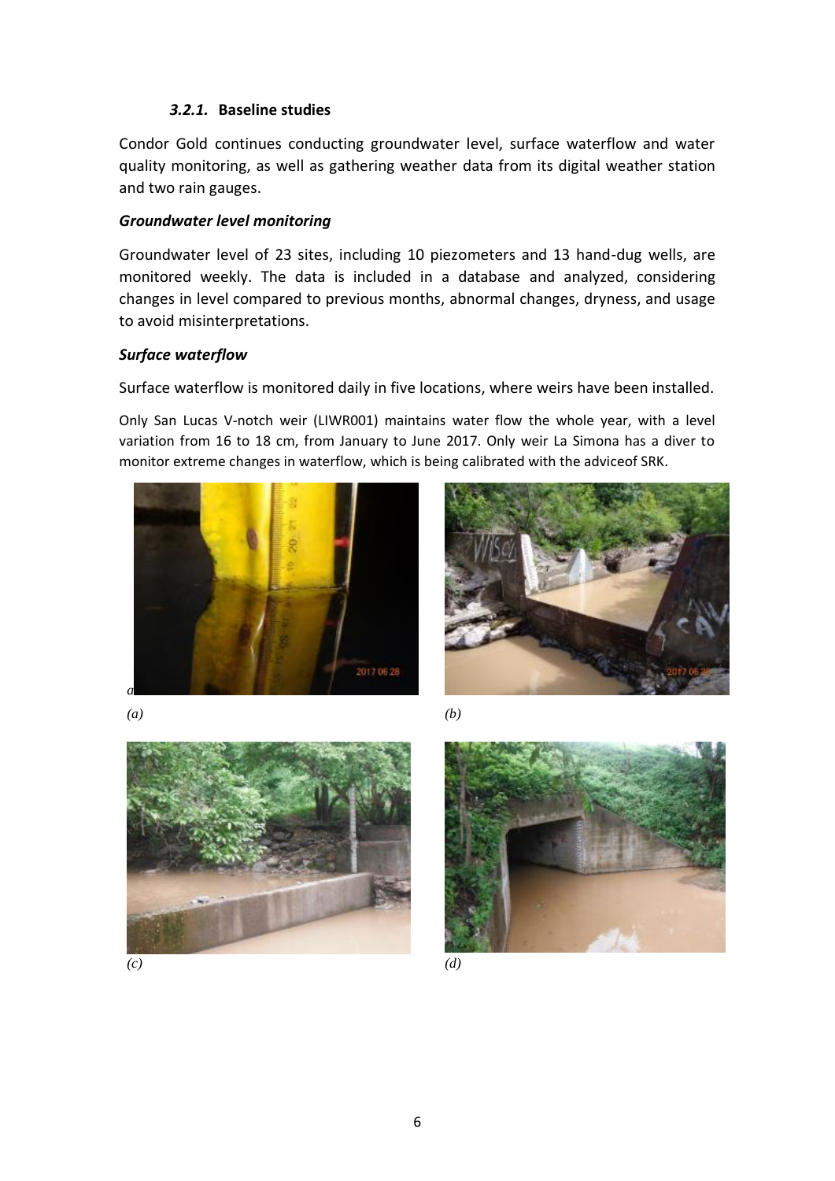### *3.2.1.* Baseline studies

Condor Gold continues conducting groundwater level, surface waterflow and water quality monitoring, as well as gathering weather data from its digital weather station and two rain gauges.

***Groundwater level monitoring***

Groundwater level of 23 sites, including 10 piezometers and 13 hand-dug wells, are monitored weekly. The data is included in a database and analyzed, considering changes in level compared to previous months, abnormal changes, dryness, and usage to avoid misinterpretations.

***Surface waterflow***

Surface waterflow is monitored daily in five locations, where weirs have been installed.

Only San Lucas V-notch weir (LIWR001) maintains water flow the whole year, with a level variation from 16 to 18 cm, from January to June 2017. Only weir La Simona has a diver to monitor extreme changes in waterflow, which is being calibrated with the adviceof SRK.

*(a)*

*(b)*

*(c)*

*(d)*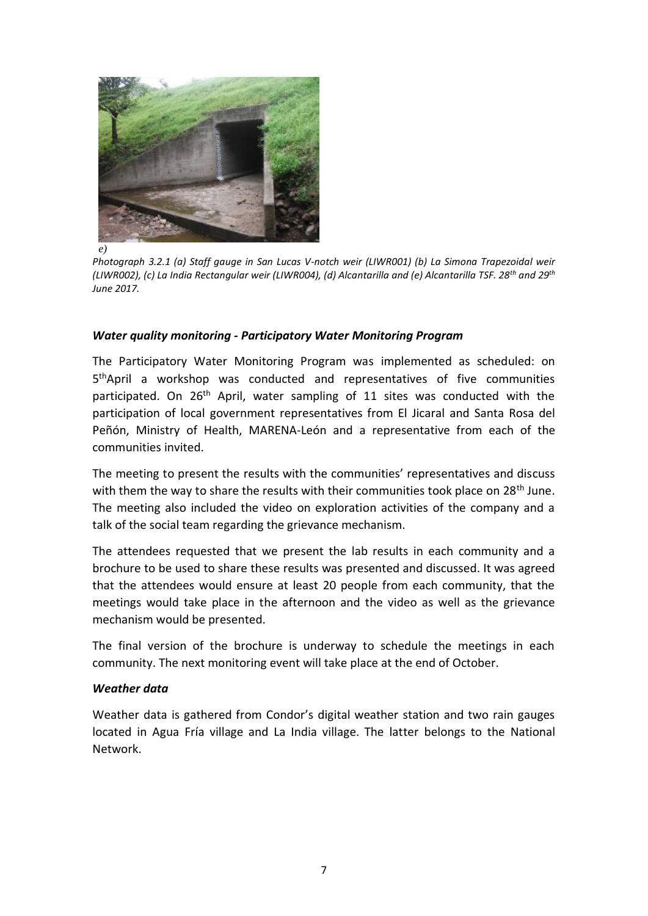e)

*Photograph 3.2.1 (a) Staff gauge in San Lucas V-notch weir (LIWR001) (b) La Simona Trapezoidal weir (LIWR002), (c) La India Rectangular weir (LIWR004), (d) Alcantarilla and (e) Alcantarilla TSF. 28th and 29th June 2017.*

### *Water quality monitoring - Participatory Water Monitoring Program*

The Participatory Water Monitoring Program was implemented as scheduled: on 5th April a workshop was conducted and representatives of five communities participated. On 26th April, water sampling of 11 sites was conducted with the participation of local government representatives from El Jicaral and Santa Rosa del Peñón, Ministry of Health, MARENA-León and a representative from each of the communities invited.

The meeting to present the results with the communities' representatives and discuss with them the way to share the results with their communities took place on 28th June. The meeting also included the video on exploration activities of the company and a talk of the social team regarding the grievance mechanism.

The attendees requested that we present the lab results in each community and a brochure to be used to share these results was presented and discussed. It was agreed that the attendees would ensure at least 20 people from each community, that the meetings would take place in the afternoon and the video as well as the grievance mechanism would be presented.

The final version of the brochure is underway to schedule the meetings in each community. The next monitoring event will take place at the end of October.

### *Weather data*

Weather data is gathered from Condor's digital weather station and two rain gauges located in Agua Fría village and La India village. The latter belongs to the National Network.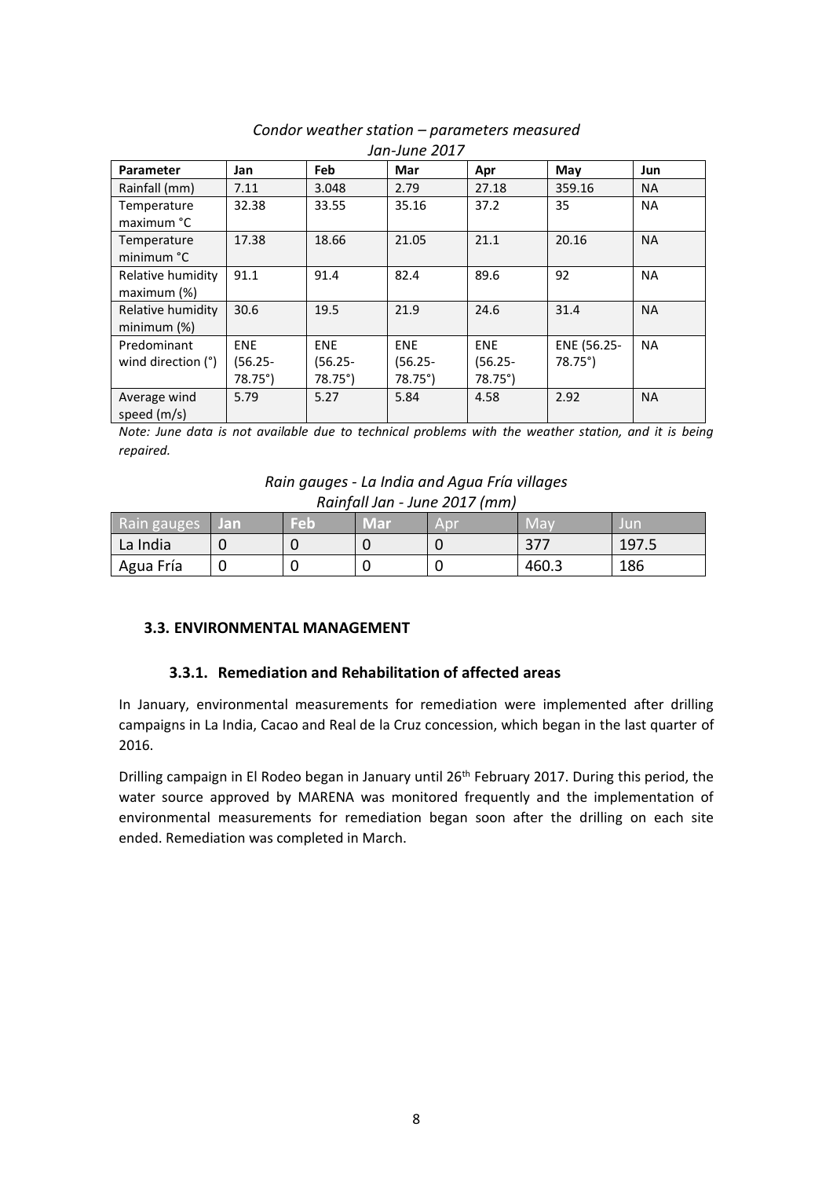*Condor weather station – parameters measured*
*Jan-June 2017*

| Parameter | Jan | Feb | Mar | Apr | May | Jun |
|---|---|---|---|---|---|---|
| Rainfall (mm) | 7.11 | 3.048 | 2.79 | 27.18 | 359.16 | NA |
| Temperature maximum °C | 32.38 | 33.55 | 35.16 | 37.2 | 35 | NA |
| Temperature minimum °C | 17.38 | 18.66 | 21.05 | 21.1 | 20.16 | NA |
| Relative humidity maximum (%) | 91.1 | 91.4 | 82.4 | 89.6 | 92 | NA |
| Relative humidity minimum (%) | 30.6 | 19.5 | 21.9 | 24.6 | 31.4 | NA |
| Predominant wind direction (°) | ENE (56.25-78.75°) | ENE (56.25-78.75°) | ENE (56.25-78.75°) | ENE (56.25-78.75°) | ENE (56.25-78.75°) | NA |
| Average wind speed (m/s) | 5.79 | 5.27 | 5.84 | 4.58 | 2.92 | NA |

*Note: June data is not available due to technical problems with the weather station, and it is being repaired.*

*Rain gauges - La India and Agua Fría villages*
*Rainfall Jan - June 2017 (mm)*

| Rain gauges | Jan | Feb | Mar | Apr | May | Jun |
|---|---|---|---|---|---|---|
| La India | 0 | 0 | 0 | 0 | 377 | 197.5 |
| Agua Fría | 0 | 0 | 0 | 0 | 460.3 | 186 |

### 3.3. ENVIRONMENTAL MANAGEMENT

#### 3.3.1. Remediation and Rehabilitation of affected areas

In January, environmental measurements for remediation were implemented after drilling campaigns in La India, Cacao and Real de la Cruz concession, which began in the last quarter of 2016.

Drilling campaign in El Rodeo began in January until 26th February 2017. During this period, the water source approved by MARENA was monitored frequently and the implementation of environmental measurements for remediation began soon after the drilling on each site ended. Remediation was completed in March.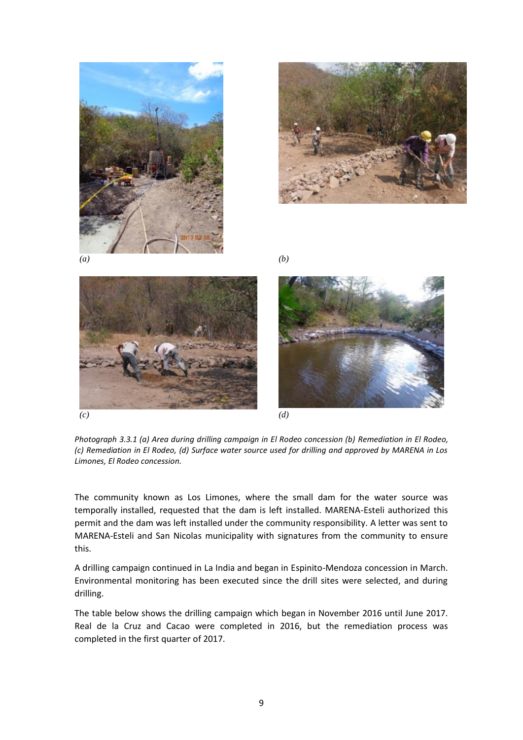*(a)* *(b)*

*(c)* *(d)*

*Photograph 3.3.1 (a) Area during drilling campaign in El Rodeo concession (b) Remediation in El Rodeo, (c) Remediation in El Rodeo, (d) Surface water source used for drilling and approved by MARENA in Los Limones, El Rodeo concession.*

The community known as Los Limones, where the small dam for the water source was temporally installed, requested that the dam is left installed. MARENA-Esteli authorized this permit and the dam was left installed under the community responsibility. A letter was sent to MARENA-Esteli and San Nicolas municipality with signatures from the community to ensure this.

A drilling campaign continued in La India and began in Espinito-Mendoza concession in March. Environmental monitoring has been executed since the drill sites were selected, and during drilling.

The table below shows the drilling campaign which began in November 2016 until June 2017. Real de la Cruz and Cacao were completed in 2016, but the remediation process was completed in the first quarter of 2017.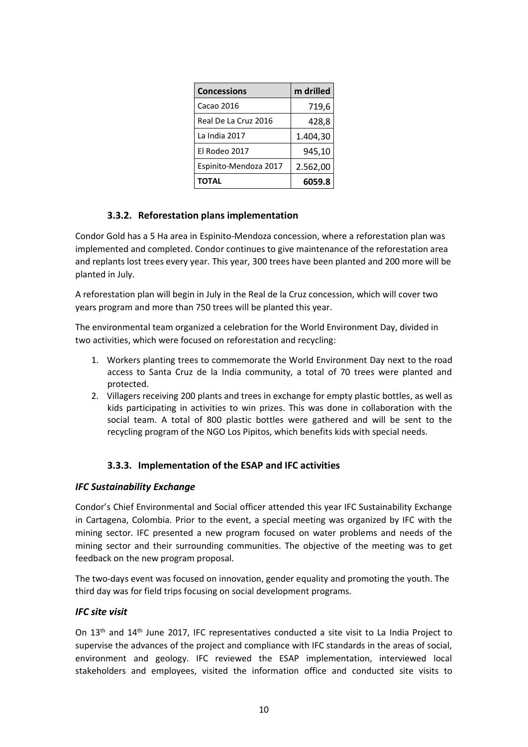| Concessions | m drilled |
|---|---|
| Cacao 2016 | 719,6 |
| Real De La Cruz 2016 | 428,8 |
| La India 2017 | 1.404,30 |
| El Rodeo 2017 | 945,10 |
| Espinito-Mendoza 2017 | 2.562,00 |
| **TOTAL** | **6059.8** |

### 3.3.2. Reforestation plans implementation

Condor Gold has a 5 Ha area in Espinito-Mendoza concession, where a reforestation plan was implemented and completed. Condor continues to give maintenance of the reforestation area and replants lost trees every year. This year, 300 trees have been planted and 200 more will be planted in July.

A reforestation plan will begin in July in the Real de la Cruz concession, which will cover two years program and more than 750 trees will be planted this year.

The environmental team organized a celebration for the World Environment Day, divided in two activities, which were focused on reforestation and recycling:

1. Workers planting trees to commemorate the World Environment Day next to the road access to Santa Cruz de la India community, a total of 70 trees were planted and protected.
2. Villagers receiving 200 plants and trees in exchange for empty plastic bottles, as well as kids participating in activities to win prizes. This was done in collaboration with the social team. A total of 800 plastic bottles were gathered and will be sent to the recycling program of the NGO Los Pipitos, which benefits kids with special needs.

### 3.3.3. Implementation of the ESAP and IFC activities

#### *IFC Sustainability Exchange*

Condor's Chief Environmental and Social officer attended this year IFC Sustainability Exchange in Cartagena, Colombia. Prior to the event, a special meeting was organized by IFC with the mining sector. IFC presented a new program focused on water problems and needs of the mining sector and their surrounding communities. The objective of the meeting was to get feedback on the new program proposal.

The two-days event was focused on innovation, gender equality and promoting the youth. The third day was for field trips focusing on social development programs.

#### *IFC site visit*

On 13th and 14th June 2017, IFC representatives conducted a site visit to La India Project to supervise the advances of the project and compliance with IFC standards in the areas of social, environment and geology. IFC reviewed the ESAP implementation, interviewed local stakeholders and employees, visited the information office and conducted site visits to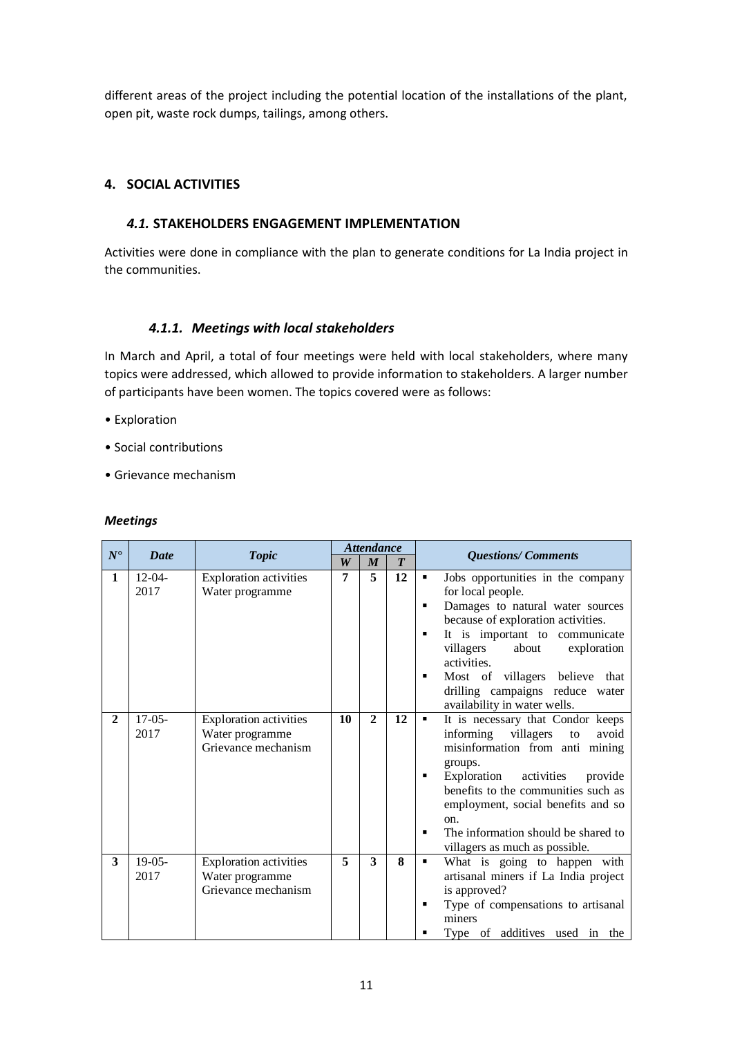different areas of the project including the potential location of the installations of the plant, open pit, waste rock dumps, tailings, among others.

## 4. SOCIAL ACTIVITIES

### *4.1.* STAKEHOLDERS ENGAGEMENT IMPLEMENTATION

Activities were done in compliance with the plan to generate conditions for La India project in the communities.

#### *4.1.1. Meetings with local stakeholders*

In March and April, a total of four meetings were held with local stakeholders, where many topics were addressed, which allowed to provide information to stakeholders. A larger number of participants have been women. The topics covered were as follows:

- Exploration
- Social contributions
- Grievance mechanism

***Meetings***

| N° | Date | Topic | Attendance | | | Questions/ Comments |
|---|---|---|---|---|---|---|
| | | | W | M | T | |
| 1 | 12-04-2017 | Exploration activities<br>Water programme | 7 | 5 | 12 | ▪ Jobs opportunities in the company for local people.<br>▪ Damages to natural water sources because of exploration activities.<br>▪ It is important to communicate villagers about exploration activities.<br>▪ Most of villagers believe that drilling campaigns reduce water availability in water wells. |
| 2 | 17-05-2017 | Exploration activities<br>Water programme<br>Grievance mechanism | 10 | 2 | 12 | ▪ It is necessary that Condor keeps informing villagers to avoid misinformation from anti mining groups.<br>▪ Exploration activities provide benefits to the communities such as employment, social benefits and so on.<br>▪ The information should be shared to villagers as much as possible. |
| 3 | 19-05-2017 | Exploration activities<br>Water programme<br>Grievance mechanism | 5 | 3 | 8 | ▪ What is going to happen with artisanal miners if La India project is approved?<br>▪ Type of compensations to artisanal miners<br>▪ Type of additives used in the |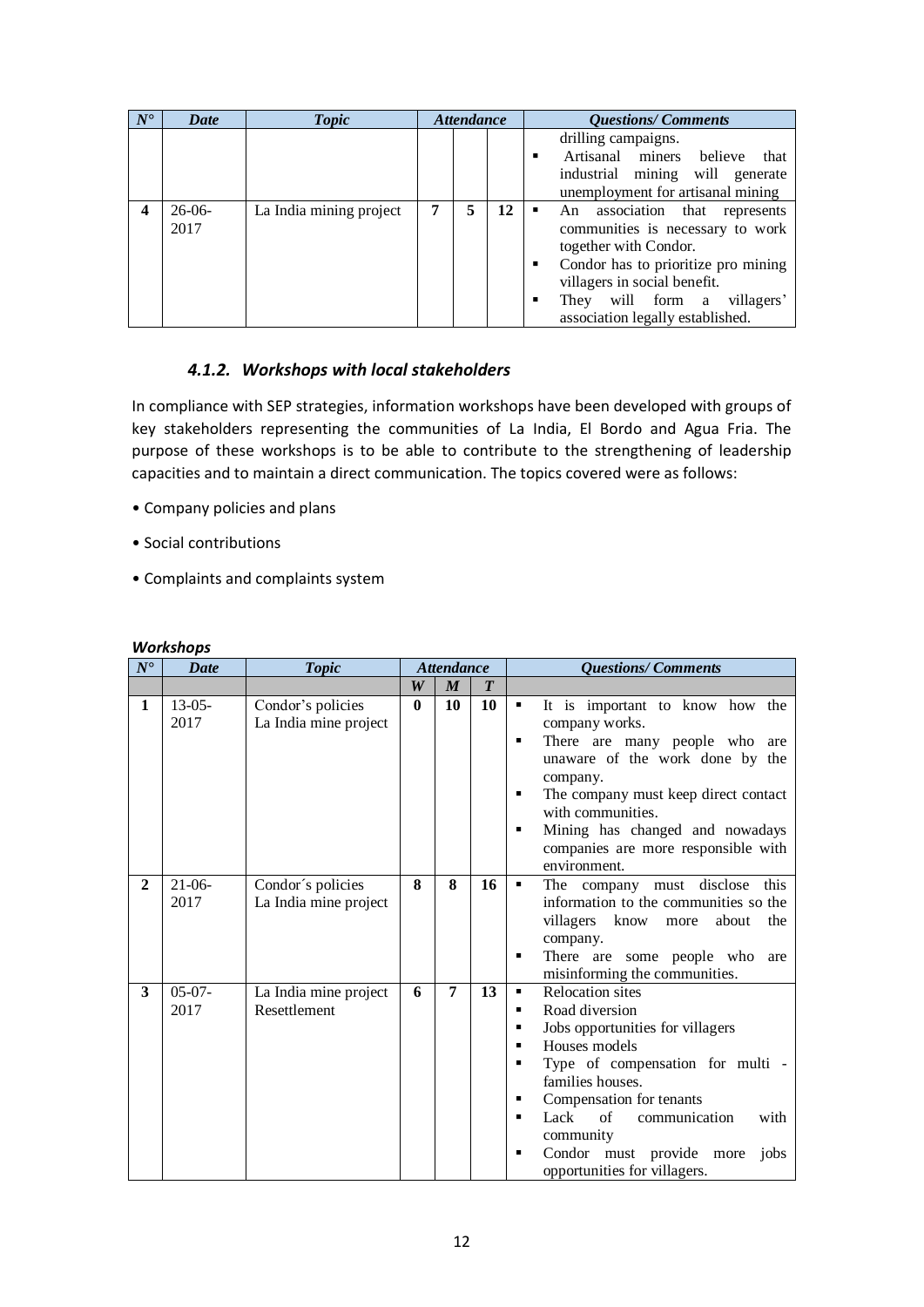| N° | Date | Topic | Attendance | | | Questions/ Comments |
|---|---|---|---|---|---|---|
| | | | | | | drilling campaigns.<br>▪ Artisanal miners believe that industrial mining will generate unemployment for artisanal mining |
| 4 | 26-06-2017 | La India mining project | 7 | 5 | 12 | ▪ An association that represents communities is necessary to work together with Condor.<br>▪ Condor has to prioritize pro mining villagers in social benefit.<br>▪ They will form a villagers' association legally established. |

### *4.1.2. Workshops with local stakeholders*

In compliance with SEP strategies, information workshops have been developed with groups of key stakeholders representing the communities of La India, El Bordo and Agua Fria. The purpose of these workshops is to be able to contribute to the strengthening of leadership capacities and to maintain a direct communication. The topics covered were as follows:

- Company policies and plans
- Social contributions
- Complaints and complaints system

***Workshops***

| N° | Date | Topic | Attendance | | | Questions/ Comments |
|---|---|---|---|---|---|---|
| | | | W | M | T | |
| 1 | 13-05-2017 | Condor's policies<br>La India mine project | 0 | 10 | 10 | ▪ It is important to know how the company works.<br>▪ There are many people who are unaware of the work done by the company.<br>▪ The company must keep direct contact with communities.<br>▪ Mining has changed and nowadays companies are more responsible with environment. |
| 2 | 21-06-2017 | Condor´s policies<br>La India mine project | 8 | 8 | 16 | ▪ The company must disclose this information to the communities so the villagers know more about the company.<br>▪ There are some people who are misinforming the communities. |
| 3 | 05-07-2017 | La India mine project<br>Resettlement | 6 | 7 | 13 | ▪ Relocation sites<br>▪ Road diversion<br>▪ Jobs opportunities for villagers<br>▪ Houses models<br>▪ Type of compensation for multi - families houses.<br>▪ Compensation for tenants<br>▪ Lack of communication with community<br>▪ Condor must provide more jobs opportunities for villagers. |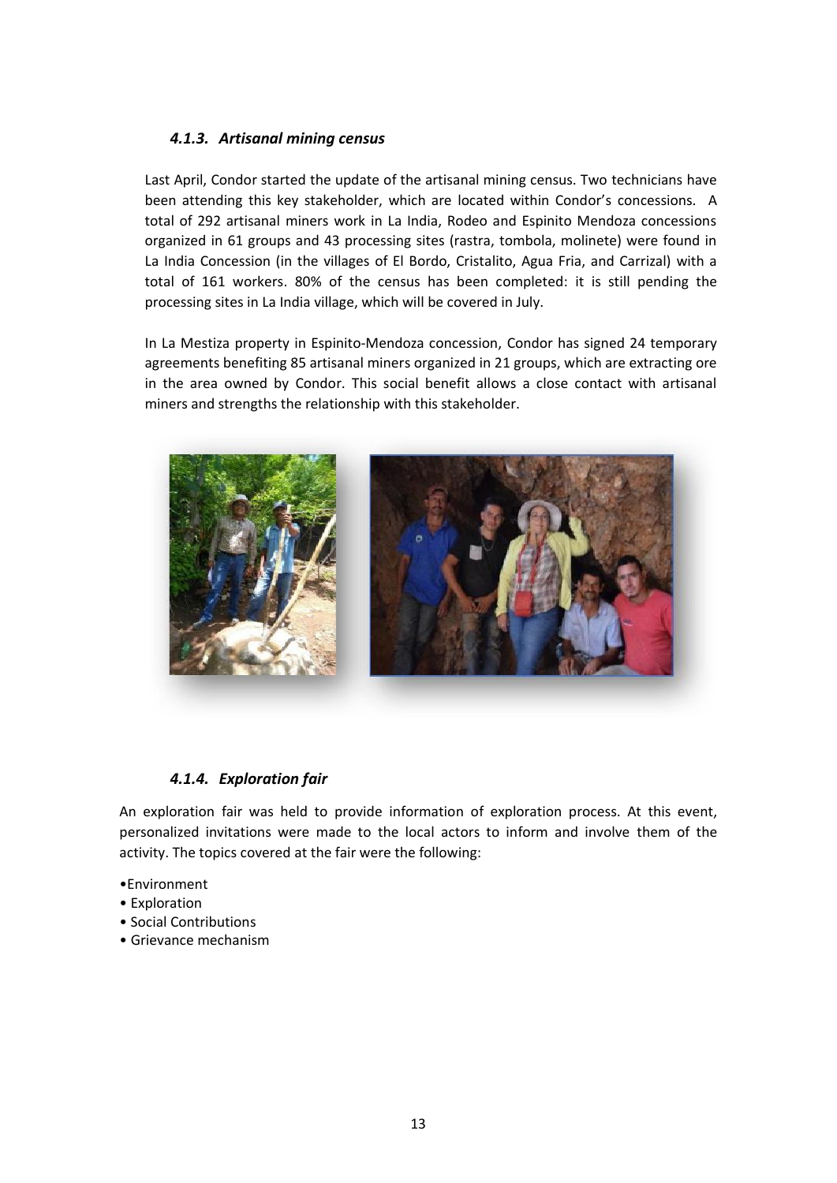### *4.1.3. Artisanal mining census*

Last April, Condor started the update of the artisanal mining census. Two technicians have been attending this key stakeholder, which are located within Condor's concessions. A total of 292 artisanal miners work in La India, Rodeo and Espinito Mendoza concessions organized in 61 groups and 43 processing sites (rastra, tombola, molinete) were found in La India Concession (in the villages of El Bordo, Cristalito, Agua Fria, and Carrizal) with a total of 161 workers. 80% of the census has been completed: it is still pending the processing sites in La India village, which will be covered in July.

In La Mestiza property in Espinito-Mendoza concession, Condor has signed 24 temporary agreements benefiting 85 artisanal miners organized in 21 groups, which are extracting ore in the area owned by Condor. This social benefit allows a close contact with artisanal miners and strengths the relationship with this stakeholder.

### *4.1.4. Exploration fair*

An exploration fair was held to provide information of exploration process. At this event, personalized invitations were made to the local actors to inform and involve them of the activity. The topics covered at the fair were the following:

- Environment
- Exploration
- Social Contributions
- Grievance mechanism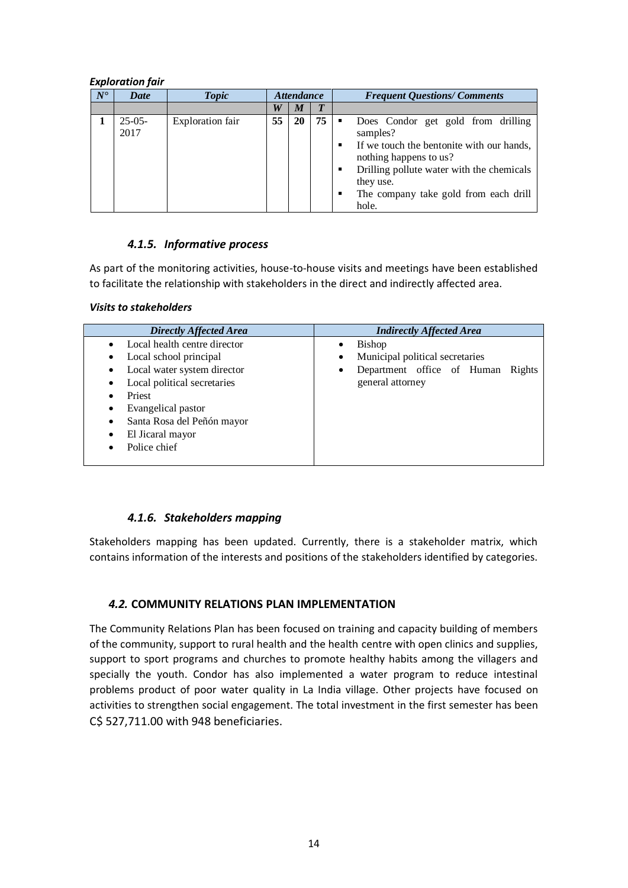***Exploration fair***

| N° | Date | Topic | Attendance | | | Frequent Questions/ Comments |
|---|---|---|---|---|---|---|
| | | | W | M | T | |
| 1 | 25-05-2017 | Exploration fair | 55 | 20 | 75 | ▪ Does Condor get gold from drilling samples?<br>▪ If we touch the bentonite with our hands, nothing happens to us?<br>▪ Drilling pollute water with the chemicals they use.<br>▪ The company take gold from each drill hole. |

### *4.1.5. Informative process*

As part of the monitoring activities, house-to-house visits and meetings have been established to facilitate the relationship with stakeholders in the direct and indirectly affected area.

***Visits to stakeholders***

| Directly Affected Area | Indirectly Affected Area |
|---|---|
| • Local health centre director<br>• Local school principal<br>• Local water system director<br>• Local political secretaries<br>• Priest<br>• Evangelical pastor<br>• Santa Rosa del Peñón mayor<br>• El Jicaral mayor<br>• Police chief | • Bishop<br>• Municipal political secretaries<br>• Department office of Human Rights general attorney |

### *4.1.6. Stakeholders mapping*

Stakeholders mapping has been updated. Currently, there is a stakeholder matrix, which contains information of the interests and positions of the stakeholders identified by categories.

## *4.2.* COMMUNITY RELATIONS PLAN IMPLEMENTATION

The Community Relations Plan has been focused on training and capacity building of members of the community, support to rural health and the health centre with open clinics and supplies, support to sport programs and churches to promote healthy habits among the villagers and specially the youth. Condor has also implemented a water program to reduce intestinal problems product of poor water quality in La India village. Other projects have focused on activities to strengthen social engagement. The total investment in the first semester has been C$ 527,711.00 with 948 beneficiaries.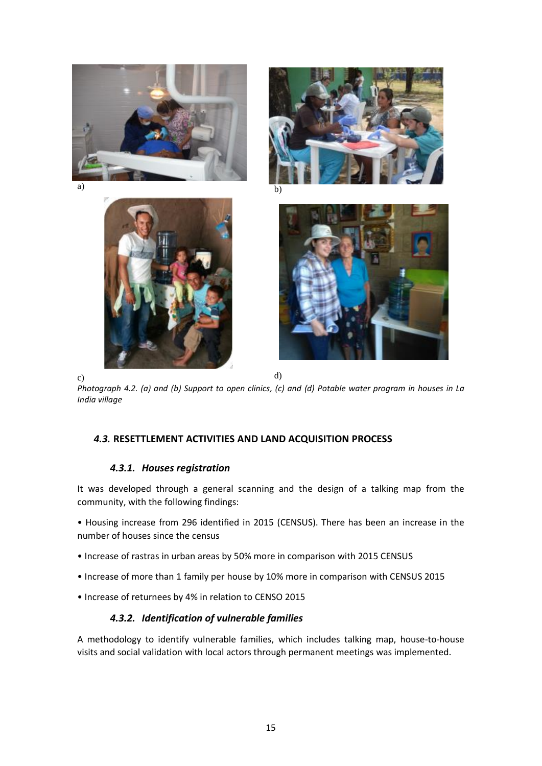a) b)

c) d)

*Photograph 4.2. (a) and (b) Support to open clinics, (c) and (d) Potable water program in houses in La India village*

## *4.3.* RESETTLEMENT ACTIVITIES AND LAND ACQUISITION PROCESS

### *4.3.1. Houses registration*

It was developed through a general scanning and the design of a talking map from the community, with the following findings:

• Housing increase from 296 identified in 2015 (CENSUS). There has been an increase in the number of houses since the census

• Increase of rastras in urban areas by 50% more in comparison with 2015 CENSUS

• Increase of more than 1 family per house by 10% more in comparison with CENSUS 2015

• Increase of returnees by 4% in relation to CENSO 2015

### *4.3.2. Identification of vulnerable families*

A methodology to identify vulnerable families, which includes talking map, house-to-house visits and social validation with local actors through permanent meetings was implemented.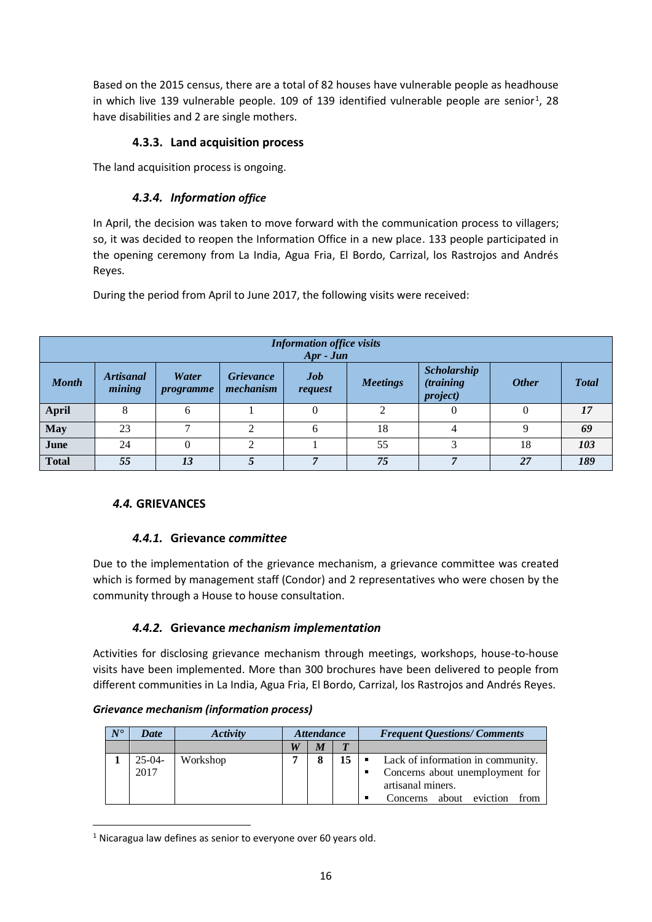Based on the 2015 census, there are a total of 82 houses have vulnerable people as headhouse in which live 139 vulnerable people. 109 of 139 identified vulnerable people are senior[1], 28 have disabilities and 2 are single mothers.

### 4.3.3. Land acquisition process

The land acquisition process is ongoing.

### *4.3.4. Information office*

In April, the decision was taken to move forward with the communication process to villagers; so, it was decided to reopen the Information Office in a new place. 133 people participated in the opening ceremony from La India, Agua Fria, El Bordo, Carrizal, los Rastrojos and Andrés Reyes.

During the period from April to June 2017, the following visits were received:

| *Information office visits Apr - Jun* | | | | | | | | |
|---|---|---|---|---|---|---|---|---|
| ***Month*** | ***Artisanal mining*** | ***Water programme*** | ***Grievance mechanism*** | ***Job request*** | ***Meetings*** | ***Scholarship (training project)*** | ***Other*** | ***Total*** |
| **April** | 8 | 6 | 1 | 0 | 2 | 0 | 0 | ***17*** |
| **May** | 23 | 7 | 2 | 6 | 18 | 4 | 9 | ***69*** |
| **June** | 24 | 0 | 2 | 1 | 55 | 3 | 18 | ***103*** |
| **Total** | ***55*** | ***13*** | ***5*** | ***7*** | ***75*** | ***7*** | ***27*** | ***189*** |

## *4.4.* GRIEVANCES

### *4.4.1.* Grievance *committee*

Due to the implementation of the grievance mechanism, a grievance committee was created which is formed by management staff (Condor) and 2 representatives who were chosen by the community through a House to house consultation.

### *4.4.2.* Grievance *mechanism implementation*

Activities for disclosing grievance mechanism through meetings, workshops, house-to-house visits have been implemented. More than 300 brochures have been delivered to people from different communities in La India, Agua Fria, El Bordo, Carrizal, los Rastrojos and Andrés Reyes.

***Grievance mechanism (information process)***

| ***N°*** | ***Date*** | ***Activity*** | ***Attendance*** | | | ***Frequent Questions/ Comments*** |
|---|---|---|---|---|---|---|
| | | | ***W*** | ***M*** | ***T*** | |
| **1** | 25-04-2017 | Workshop | **7** | **8** | **15** | ▪ Lack of information in community.<br>▪ Concerns about unemployment for artisanal miners.<br>▪ Concerns about eviction from |

[1] Nicaragua law defines as senior to everyone over 60 years old.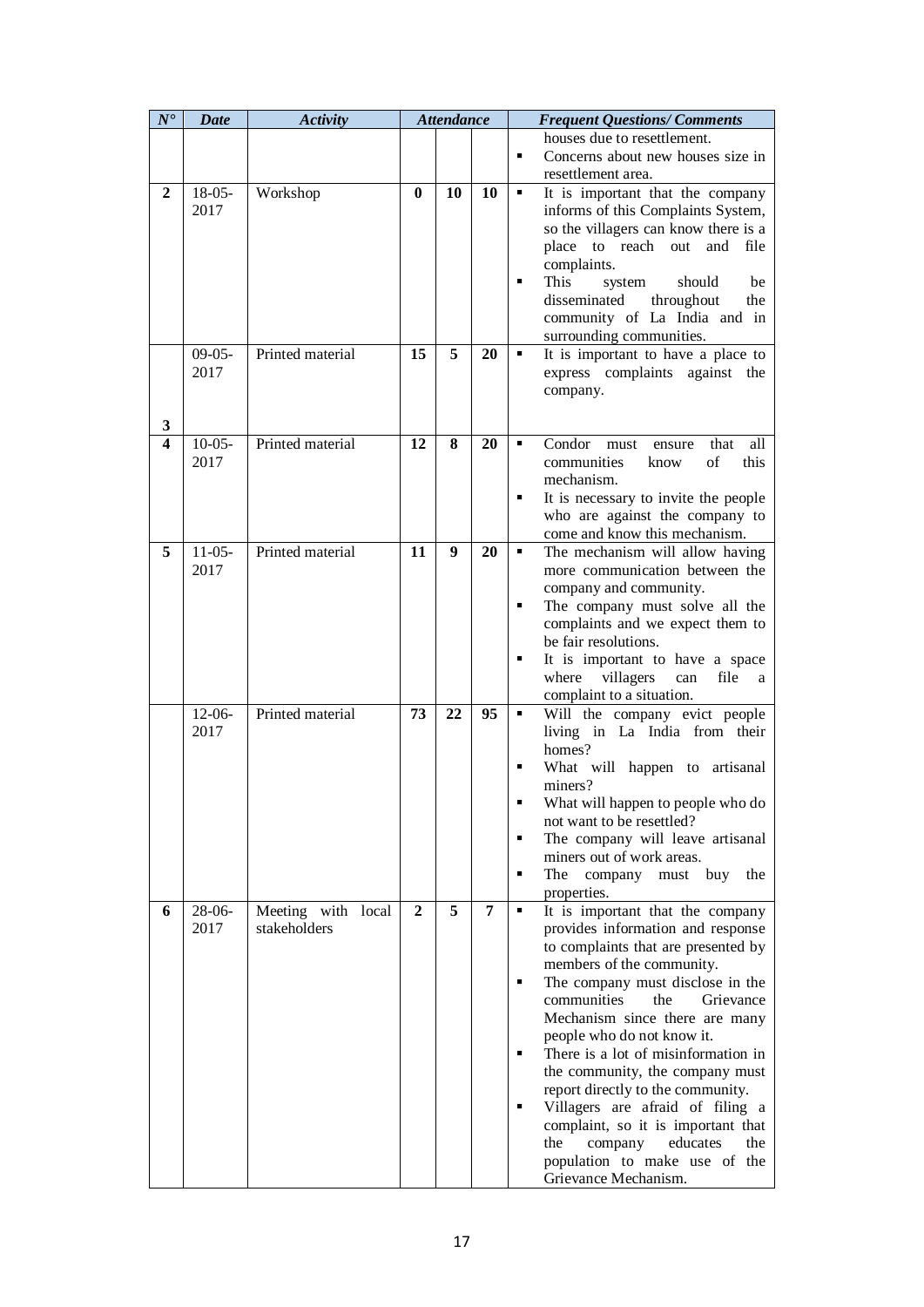| N° | Date | Activity | Attendance | | | Frequent Questions/ Comments |
|---|---|---|---|---|---|---|
| | | | | | | houses due to resettlement.<br>▪ Concerns about new houses size in resettlement area. |
| **2** | 18-05-2017 | Workshop | **0** | **10** | **10** | ▪ It is important that the company informs of this Complaints System, so the villagers can know there is a place to reach out and file complaints.<br>▪ This system should be disseminated throughout the community of La India and in surrounding communities. |
| **3** | 09-05-2017 | Printed material | **15** | **5** | **20** | ▪ It is important to have a place to express complaints against the company. |
| **4** | 10-05-2017 | Printed material | **12** | **8** | **20** | ▪ Condor must ensure that all communities know of this mechanism.<br>▪ It is necessary to invite the people who are against the company to come and know this mechanism. |
| **5** | 11-05-2017 | Printed material | **11** | **9** | **20** | ▪ The mechanism will allow having more communication between the company and community.<br>▪ The company must solve all the complaints and we expect them to be fair resolutions.<br>▪ It is important to have a space where villagers can file a complaint to a situation. |
| | 12-06-2017 | Printed material | **73** | **22** | **95** | ▪ Will the company evict people living in La India from their homes?<br>▪ What will happen to artisanal miners?<br>▪ What will happen to people who do not want to be resettled?<br>▪ The company will leave artisanal miners out of work areas.<br>▪ The company must buy the properties. |
| **6** | 28-06-2017 | Meeting with local stakeholders | **2** | **5** | **7** | ▪ It is important that the company provides information and response to complaints that are presented by members of the community.<br>▪ The company must disclose in the communities the Grievance Mechanism since there are many people who do not know it.<br>▪ There is a lot of misinformation in the community, the company must report directly to the community.<br>▪ Villagers are afraid of filing a complaint, so it is important that the company educates the population to make use of the Grievance Mechanism. |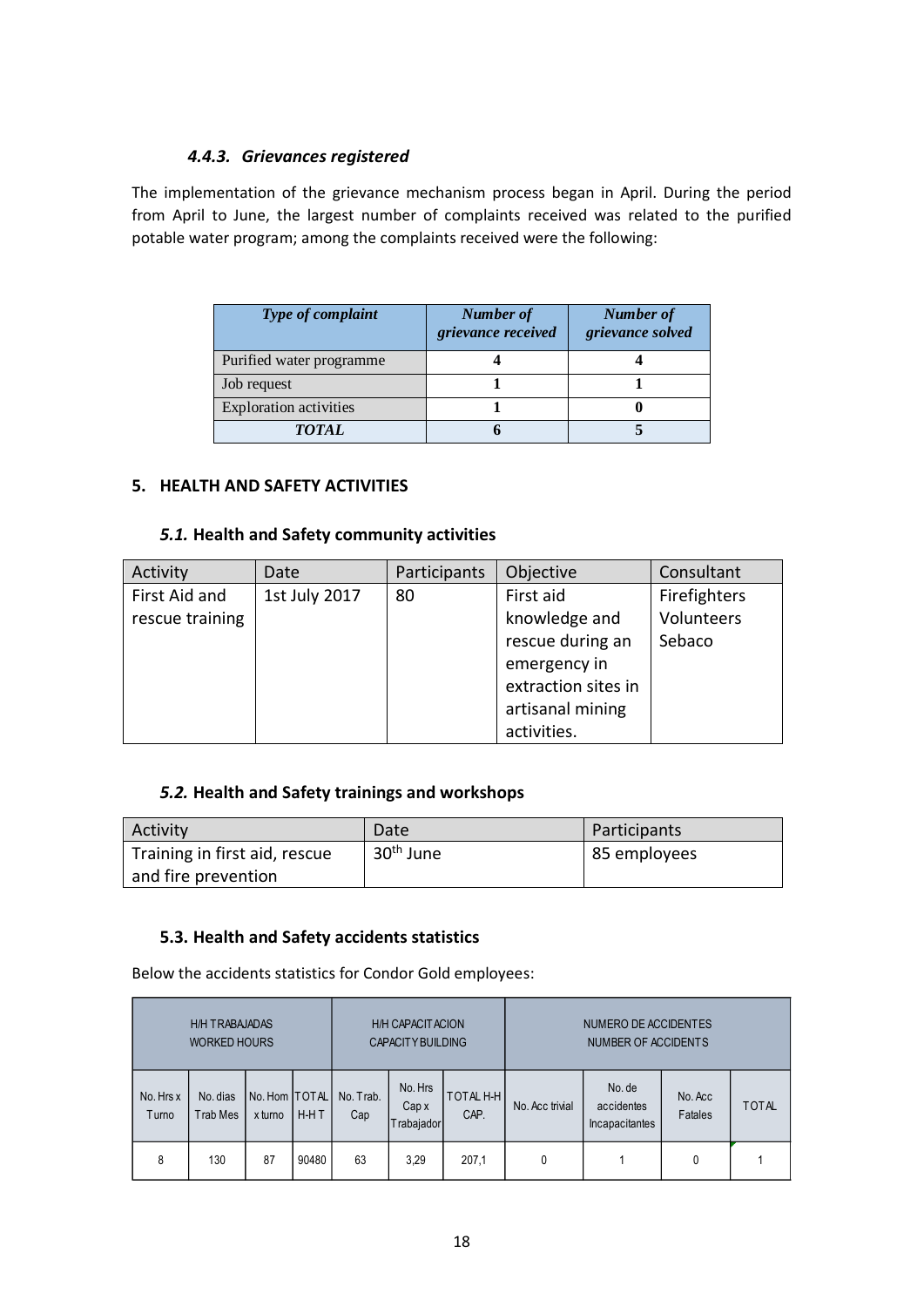#### *4.4.3. Grievances registered*

The implementation of the grievance mechanism process began in April. During the period from April to June, the largest number of complaints received was related to the purified potable water program; among the complaints received were the following:

| *Type of complaint* | *Number of grievance received* | *Number of grievance solved* |
|---|---|---|
| Purified water programme | **4** | **4** |
| Job request | **1** | **1** |
| Exploration activities | **1** | **0** |
| ***TOTAL*** | **6** | **5** |

## 5. HEALTH AND SAFETY ACTIVITIES

### *5.1.* Health and Safety community activities

| Activity | Date | Participants | Objective | Consultant |
|---|---|---|---|---|
| First Aid and rescue training | 1st July 2017 | 80 | First aid knowledge and rescue during an emergency in extraction sites in artisanal mining activities. | Firefighters Volunteers Sebaco |

### *5.2.* Health and Safety trainings and workshops

| Activity | Date | Participants |
|---|---|---|
| Training in first aid, rescue and fire prevention | 30th June | 85 employees |

### 5.3. Health and Safety accidents statistics

Below the accidents statistics for Condor Gold employees:

| H/H TRABAJADAS WORKED HOURS | | | | H/H CAPACITACION CAPACITY BUILDING | | | NUMERO DE ACCIDENTES NUMBER OF ACCIDENTS | | | |
|---|---|---|---|---|---|---|---|---|---|---|
| No. Hrs x Turno | No. dias Trab Mes | No. Hom x turno | TOTAL H-H T | No. Trab. Cap | No. Hrs Cap x Trabajador | TOTAL H-H CAP. | No. Acc trivial | No. de accidentes Incapacitantes | No. Acc Fatales | TOTAL |
| 8 | 130 | 87 | 90480 | 63 | 3,29 | 207,1 | 0 | 1 | 0 | 1 |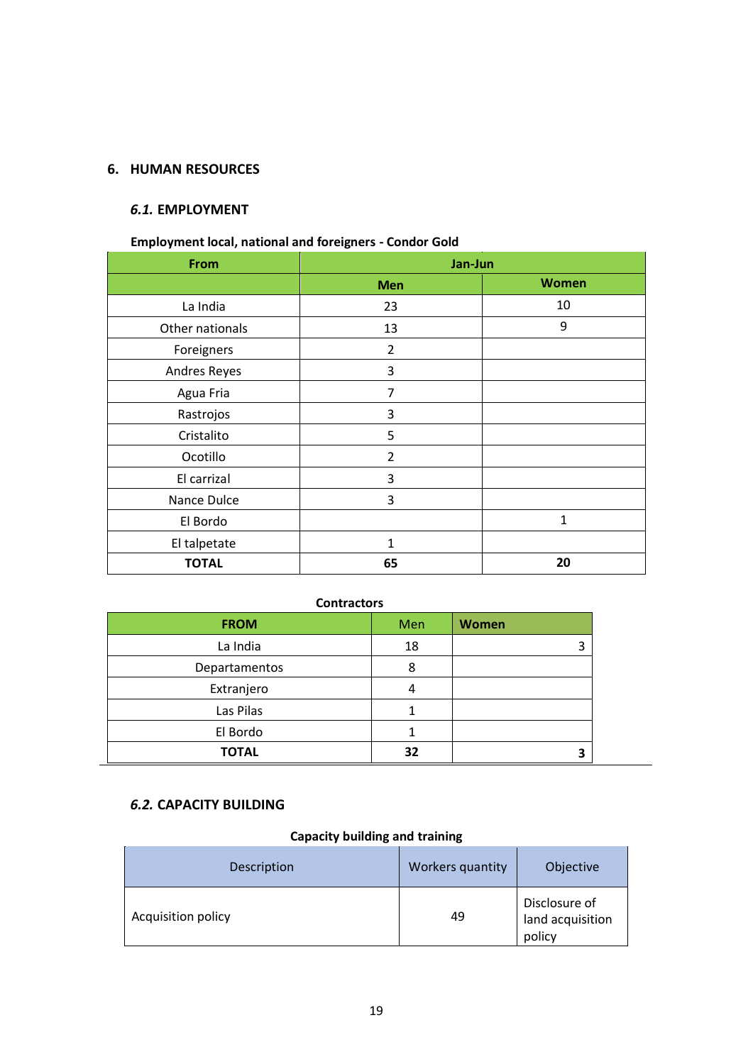## 6. HUMAN RESOURCES

### *6.1.* EMPLOYMENT

**Employment local, national and foreigners - Condor Gold**

| From | Jan-Jun | |
|---|---|---|
| | **Men** | **Women** |
| La India | 23 | 10 |
| Other nationals | 13 | 9 |
| Foreigners | 2 | |
| Andres Reyes | 3 | |
| Agua Fria | 7 | |
| Rastrojos | 3 | |
| Cristalito | 5 | |
| Ocotillo | 2 | |
| El carrizal | 3 | |
| Nance Dulce | 3 | |
| El Bordo | | 1 |
| El talpetate | 1 | |
| **TOTAL** | **65** | **20** |

**Contractors**

| FROM | Men | Women |
|---|---|---|
| La India | 18 | 3 |
| Departamentos | 8 | |
| Extranjero | 4 | |
| Las Pilas | 1 | |
| El Bordo | 1 | |
| **TOTAL** | **32** | **3** |

### *6.2.* CAPACITY BUILDING

**Capacity building and training**

| Description | Workers quantity | Objective |
|---|---|---|
| Acquisition policy | 49 | Disclosure of land acquisition policy |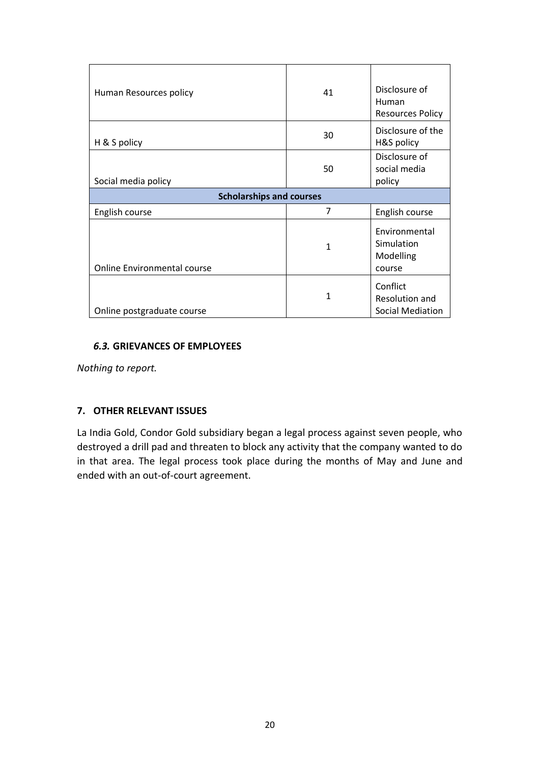| | | |
|---|---|---|
| Human Resources policy | 41 | Disclosure of Human Resources Policy |
| H & S policy | 30 | Disclosure of the H&S policy |
| Social media policy | 50 | Disclosure of social media policy |
| **Scholarships and courses** | | |
| English course | 7 | English course |
| Online Environmental course | 1 | Environmental Simulation Modelling course |
| Online postgraduate course | 1 | Conflict Resolution and Social Mediation |

### *6.3.* GRIEVANCES OF EMPLOYEES

*Nothing to report.*

## 7. OTHER RELEVANT ISSUES

La India Gold, Condor Gold subsidiary began a legal process against seven people, who destroyed a drill pad and threaten to block any activity that the company wanted to do in that area. The legal process took place during the months of May and June and ended with an out-of-court agreement.